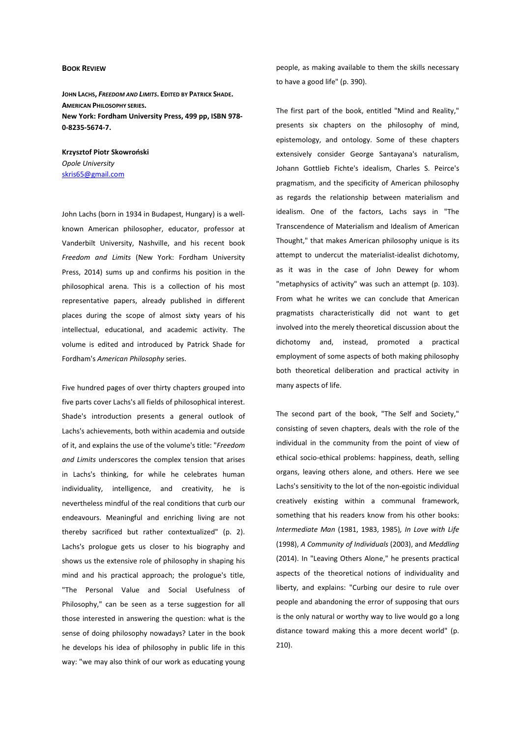**BOOK REVIEW**

**JOHN LACHS, *FREEDOM AND LIMITS*. EDITED BY PATRICK SHADE. AMERICAN PHILOSOPHY SERIES.**
**New York: Fordham University Press, 499 pp, ISBN 978-0-8235-5674-7.**

**Krzysztof Piotr Skowroński**
*Opole University*
skris65@gmail.com

John Lachs (born in 1934 in Budapest, Hungary) is a well-known American philosopher, educator, professor at Vanderbilt University, Nashville, and his recent book *Freedom and Limits* (New York: Fordham University Press, 2014) sums up and confirms his position in the philosophical arena. This is a collection of his most representative papers, already published in different places during the scope of almost sixty years of his intellectual, educational, and academic activity. The volume is edited and introduced by Patrick Shade for Fordham's *American Philosophy* series.

Five hundred pages of over thirty chapters grouped into five parts cover Lachs's all fields of philosophical interest. Shade's introduction presents a general outlook of Lachs's achievements, both within academia and outside of it, and explains the use of the volume's title: "*Freedom and Limits* underscores the complex tension that arises in Lachs's thinking, for while he celebrates human individuality, intelligence, and creativity, he is nevertheless mindful of the real conditions that curb our endeavours. Meaningful and enriching living are not thereby sacrificed but rather contextualized" (p. 2). Lachs's prologue gets us closer to his biography and shows us the extensive role of philosophy in shaping his mind and his practical approach; the prologue's title, "The Personal Value and Social Usefulness of Philosophy," can be seen as a terse suggestion for all those interested in answering the question: what is the sense of doing philosophy nowadays? Later in the book he develops his idea of philosophy in public life in this way: "we may also think of our work as educating young people, as making available to them the skills necessary to have a good life" (p. 390).

The first part of the book, entitled "Mind and Reality," presents six chapters on the philosophy of mind, epistemology, and ontology. Some of these chapters extensively consider George Santayana's naturalism, Johann Gottlieb Fichte's idealism, Charles S. Peirce's pragmatism, and the specificity of American philosophy as regards the relationship between materialism and idealism. One of the factors, Lachs says in "The Transcendence of Materialism and Idealism of American Thought," that makes American philosophy unique is its attempt to undercut the materialist-idealist dichotomy, as it was in the case of John Dewey for whom "metaphysics of activity" was such an attempt (p. 103). From what he writes we can conclude that American pragmatists characteristically did not want to get involved into the merely theoretical discussion about the dichotomy and, instead, promoted a practical employment of some aspects of both making philosophy both theoretical deliberation and practical activity in many aspects of life.

The second part of the book, "The Self and Society," consisting of seven chapters, deals with the role of the individual in the community from the point of view of ethical socio-ethical problems: happiness, death, selling organs, leaving others alone, and others. Here we see Lachs's sensitivity to the lot of the non-egoistic individual creatively existing within a communal framework, something that his readers know from his other books: *Intermediate Man* (1981, 1983, 1985)*, In Love with Life* (1998), *A Community of Individuals* (2003), and *Meddling* (2014). In "Leaving Others Alone," he presents practical aspects of the theoretical notions of individuality and liberty, and explains: "Curbing our desire to rule over people and abandoning the error of supposing that ours is the only natural or worthy way to live would go a long distance toward making this a more decent world" (p. 210).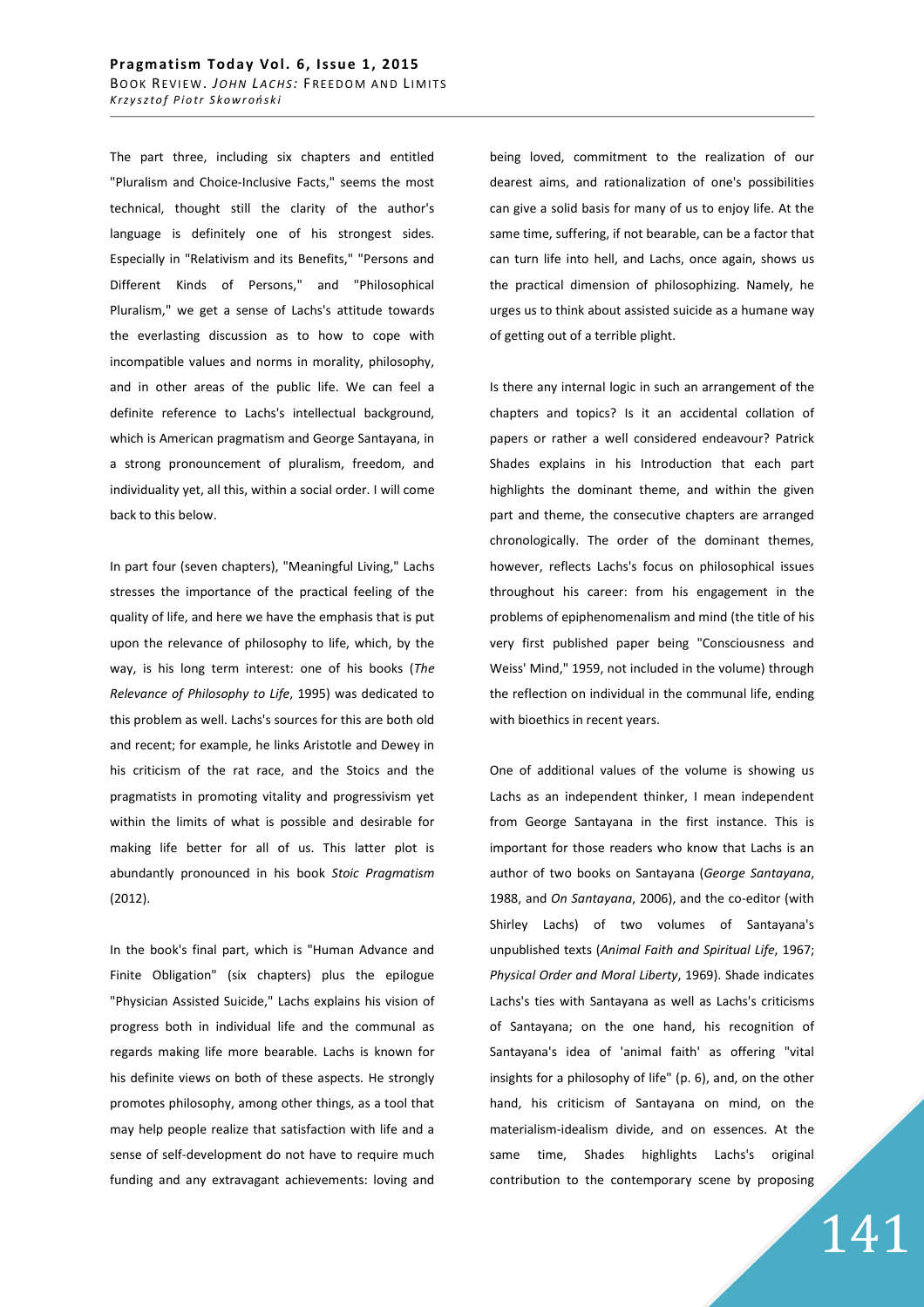The part three, including six chapters and entitled "Pluralism and Choice-Inclusive Facts," seems the most technical, thought still the clarity of the author's language is definitely one of his strongest sides. Especially in "Relativism and its Benefits," "Persons and Different Kinds of Persons," and "Philosophical Pluralism," we get a sense of Lachs's attitude towards the everlasting discussion as to how to cope with incompatible values and norms in morality, philosophy, and in other areas of the public life. We can feel a definite reference to Lachs's intellectual background, which is American pragmatism and George Santayana, in a strong pronouncement of pluralism, freedom, and individuality yet, all this, within a social order. I will come back to this below.

In part four (seven chapters), "Meaningful Living," Lachs stresses the importance of the practical feeling of the quality of life, and here we have the emphasis that is put upon the relevance of philosophy to life, which, by the way, is his long term interest: one of his books (*The Relevance of Philosophy to Life*, 1995) was dedicated to this problem as well. Lachs's sources for this are both old and recent; for example, he links Aristotle and Dewey in his criticism of the rat race, and the Stoics and the pragmatists in promoting vitality and progressivism yet within the limits of what is possible and desirable for making life better for all of us. This latter plot is abundantly pronounced in his book *Stoic Pragmatism* (2012).

In the book's final part, which is "Human Advance and Finite Obligation" (six chapters) plus the epilogue "Physician Assisted Suicide," Lachs explains his vision of progress both in individual life and the communal as regards making life more bearable. Lachs is known for his definite views on both of these aspects. He strongly promotes philosophy, among other things, as a tool that may help people realize that satisfaction with life and a sense of self-development do not have to require much funding and any extravagant achievements: loving and being loved, commitment to the realization of our dearest aims, and rationalization of one's possibilities can give a solid basis for many of us to enjoy life. At the same time, suffering, if not bearable, can be a factor that can turn life into hell, and Lachs, once again, shows us the practical dimension of philosophizing. Namely, he urges us to think about assisted suicide as a humane way of getting out of a terrible plight.

Is there any internal logic in such an arrangement of the chapters and topics? Is it an accidental collation of papers or rather a well considered endeavour? Patrick Shades explains in his Introduction that each part highlights the dominant theme, and within the given part and theme, the consecutive chapters are arranged chronologically. The order of the dominant themes, however, reflects Lachs's focus on philosophical issues throughout his career: from his engagement in the problems of epiphenomenalism and mind (the title of his very first published paper being "Consciousness and Weiss' Mind," 1959, not included in the volume) through the reflection on individual in the communal life, ending with bioethics in recent years.

One of additional values of the volume is showing us Lachs as an independent thinker, I mean independent from George Santayana in the first instance. This is important for those readers who know that Lachs is an author of two books on Santayana (*George Santayana*, 1988, and *On Santayana*, 2006), and the co-editor (with Shirley Lachs) of two volumes of Santayana's unpublished texts (*Animal Faith and Spiritual Life*, 1967; *Physical Order and Moral Liberty*, 1969). Shade indicates Lachs's ties with Santayana as well as Lachs's criticisms of Santayana; on the one hand, his recognition of Santayana's idea of 'animal faith' as offering "vital insights for a philosophy of life" (p. 6), and, on the other hand, his criticism of Santayana on mind, on the materialism-idealism divide, and on essences. At the same time, Shades highlights Lachs's original contribution to the contemporary scene by proposing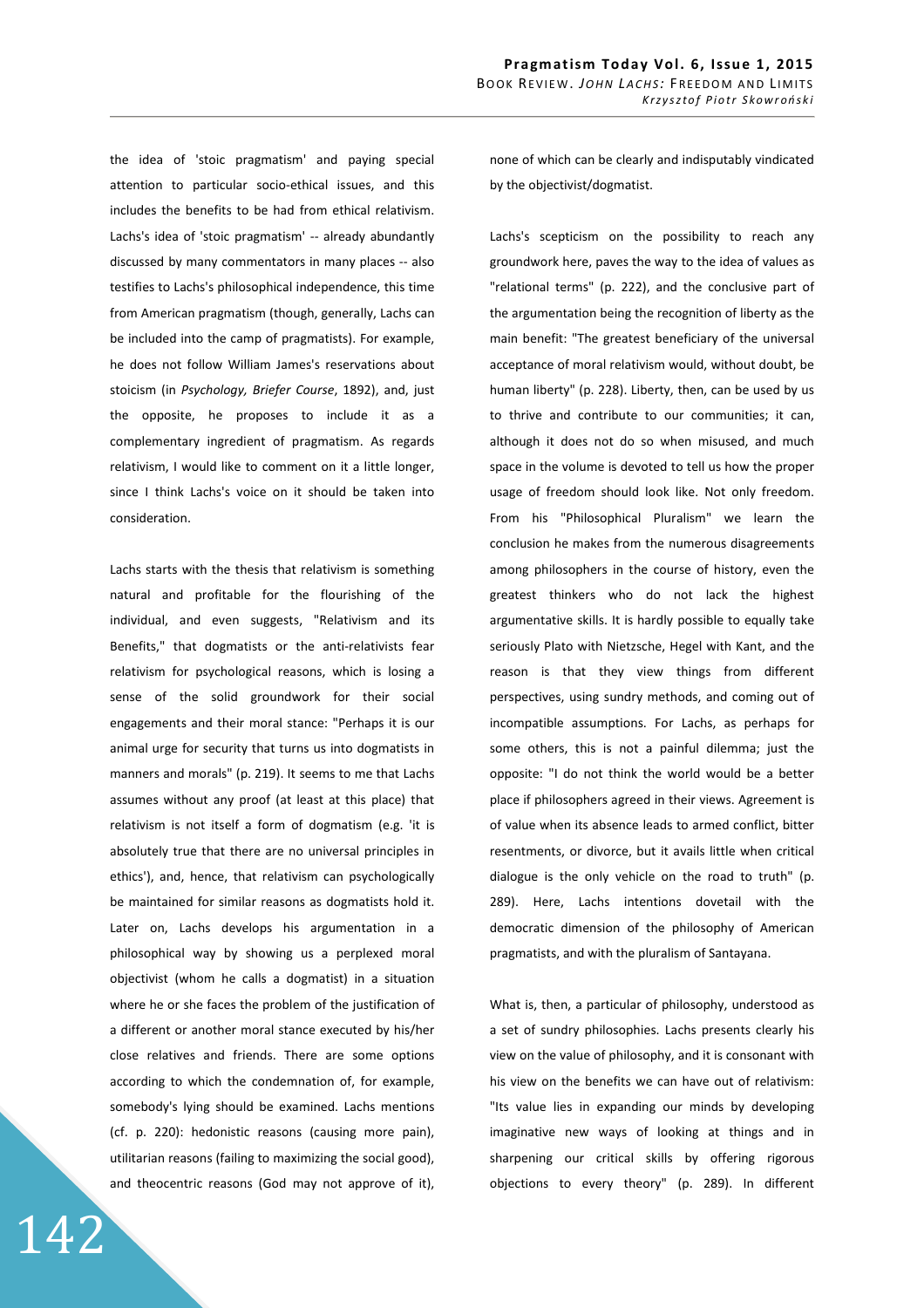the idea of 'stoic pragmatism' and paying special attention to particular socio-ethical issues, and this includes the benefits to be had from ethical relativism. Lachs's idea of 'stoic pragmatism' -- already abundantly discussed by many commentators in many places -- also testifies to Lachs's philosophical independence, this time from American pragmatism (though, generally, Lachs can be included into the camp of pragmatists). For example, he does not follow William James's reservations about stoicism (in *Psychology, Briefer Course*, 1892), and, just the opposite, he proposes to include it as a complementary ingredient of pragmatism. As regards relativism, I would like to comment on it a little longer, since I think Lachs's voice on it should be taken into consideration.

Lachs starts with the thesis that relativism is something natural and profitable for the flourishing of the individual, and even suggests, "Relativism and its Benefits," that dogmatists or the anti-relativists fear relativism for psychological reasons, which is losing a sense of the solid groundwork for their social engagements and their moral stance: "Perhaps it is our animal urge for security that turns us into dogmatists in manners and morals" (p. 219). It seems to me that Lachs assumes without any proof (at least at this place) that relativism is not itself a form of dogmatism (e.g. 'it is absolutely true that there are no universal principles in ethics'), and, hence, that relativism can psychologically be maintained for similar reasons as dogmatists hold it. Later on, Lachs develops his argumentation in a philosophical way by showing us a perplexed moral objectivist (whom he calls a dogmatist) in a situation where he or she faces the problem of the justification of a different or another moral stance executed by his/her close relatives and friends. There are some options according to which the condemnation of, for example, somebody's lying should be examined. Lachs mentions (cf. p. 220): hedonistic reasons (causing more pain), utilitarian reasons (failing to maximizing the social good), and theocentric reasons (God may not approve of it), none of which can be clearly and indisputably vindicated by the objectivist/dogmatist.

Lachs's scepticism on the possibility to reach any groundwork here, paves the way to the idea of values as "relational terms" (p. 222), and the conclusive part of the argumentation being the recognition of liberty as the main benefit: "The greatest beneficiary of the universal acceptance of moral relativism would, without doubt, be human liberty" (p. 228). Liberty, then, can be used by us to thrive and contribute to our communities; it can, although it does not do so when misused, and much space in the volume is devoted to tell us how the proper usage of freedom should look like. Not only freedom. From his "Philosophical Pluralism" we learn the conclusion he makes from the numerous disagreements among philosophers in the course of history, even the greatest thinkers who do not lack the highest argumentative skills. It is hardly possible to equally take seriously Plato with Nietzsche, Hegel with Kant, and the reason is that they view things from different perspectives, using sundry methods, and coming out of incompatible assumptions. For Lachs, as perhaps for some others, this is not a painful dilemma; just the opposite: "I do not think the world would be a better place if philosophers agreed in their views. Agreement is of value when its absence leads to armed conflict, bitter resentments, or divorce, but it avails little when critical dialogue is the only vehicle on the road to truth" (p. 289). Here, Lachs intentions dovetail with the democratic dimension of the philosophy of American pragmatists, and with the pluralism of Santayana.

What is, then, a particular of philosophy, understood as a set of sundry philosophies. Lachs presents clearly his view on the value of philosophy, and it is consonant with his view on the benefits we can have out of relativism: "Its value lies in expanding our minds by developing imaginative new ways of looking at things and in sharpening our critical skills by offering rigorous objections to every theory" (p. 289). In different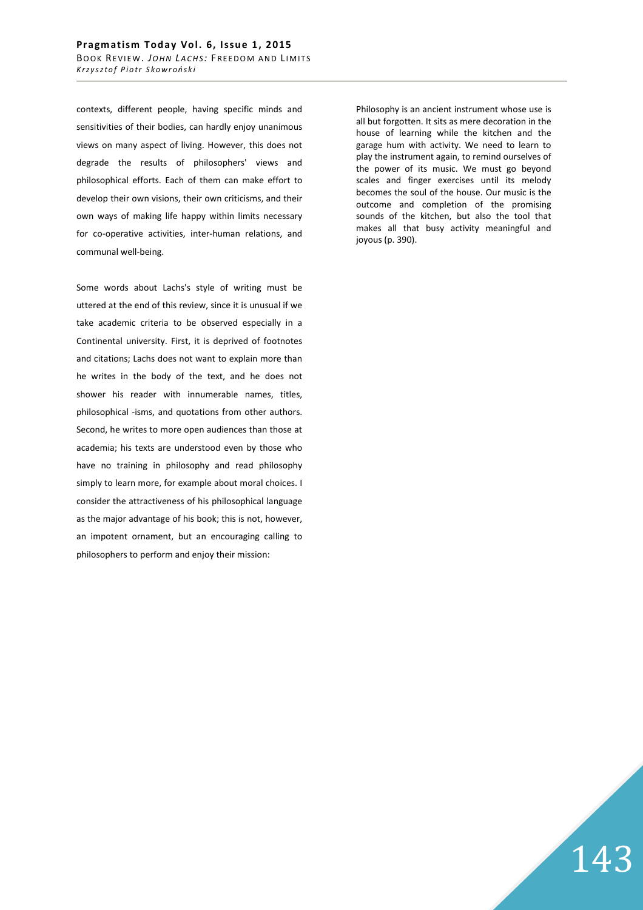contexts, different people, having specific minds and sensitivities of their bodies, can hardly enjoy unanimous views on many aspect of living. However, this does not degrade the results of philosophers' views and philosophical efforts. Each of them can make effort to develop their own visions, their own criticisms, and their own ways of making life happy within limits necessary for co-operative activities, inter-human relations, and communal well-being.

Some words about Lachs's style of writing must be uttered at the end of this review, since it is unusual if we take academic criteria to be observed especially in a Continental university. First, it is deprived of footnotes and citations; Lachs does not want to explain more than he writes in the body of the text, and he does not shower his reader with innumerable names, titles, philosophical -isms, and quotations from other authors. Second, he writes to more open audiences than those at academia; his texts are understood even by those who have no training in philosophy and read philosophy simply to learn more, for example about moral choices. I consider the attractiveness of his philosophical language as the major advantage of his book; this is not, however, an impotent ornament, but an encouraging calling to philosophers to perform and enjoy their mission:

> Philosophy is an ancient instrument whose use is all but forgotten. It sits as mere decoration in the house of learning while the kitchen and the garage hum with activity. We need to learn to play the instrument again, to remind ourselves of the power of its music. We must go beyond scales and finger exercises until its melody becomes the soul of the house. Our music is the outcome and completion of the promising sounds of the kitchen, but also the tool that makes all that busy activity meaningful and joyous (p. 390).